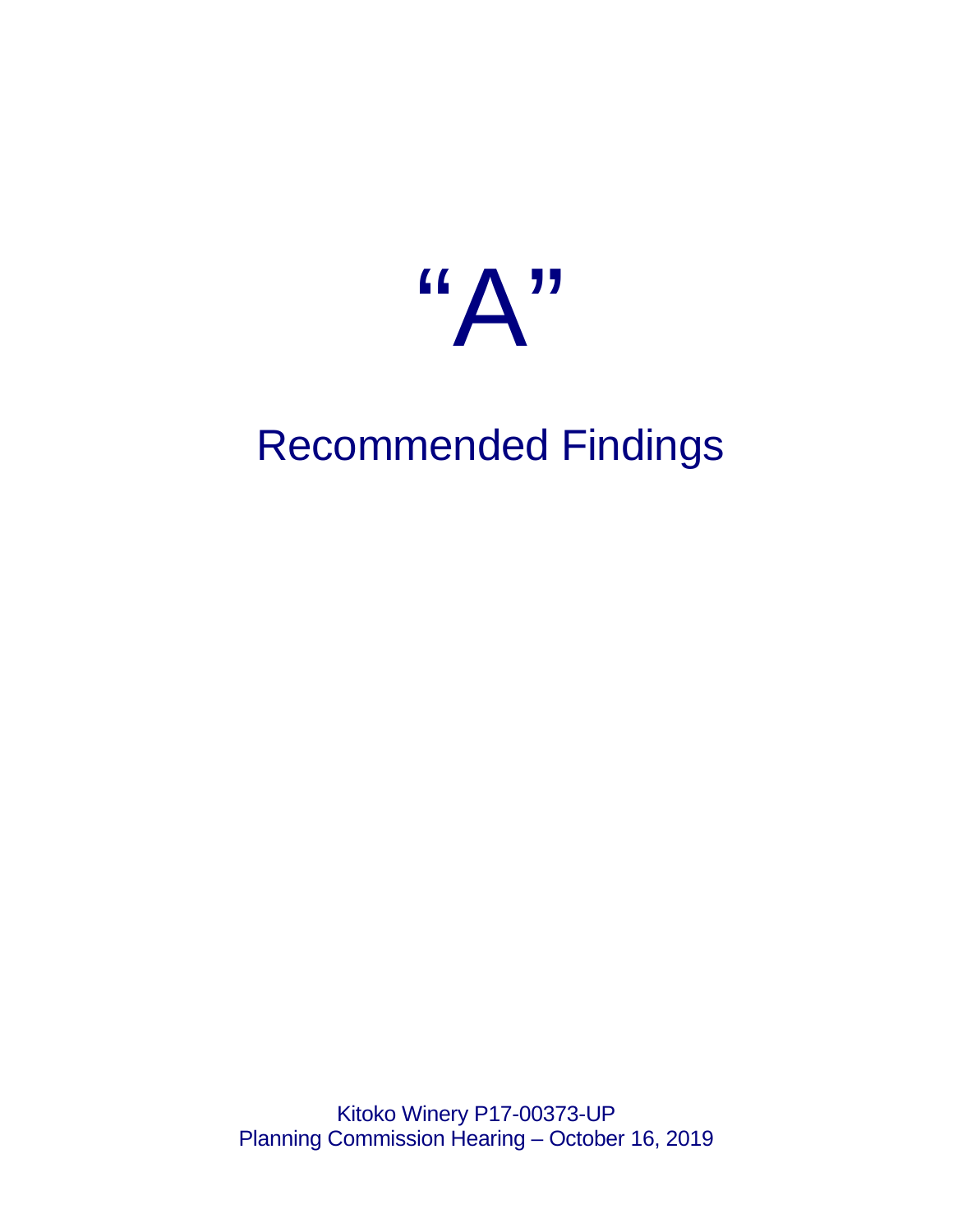# "A"

## Recommended Findings

Kitoko Winery P17-00373-UP
Planning Commission Hearing – October 16, 2019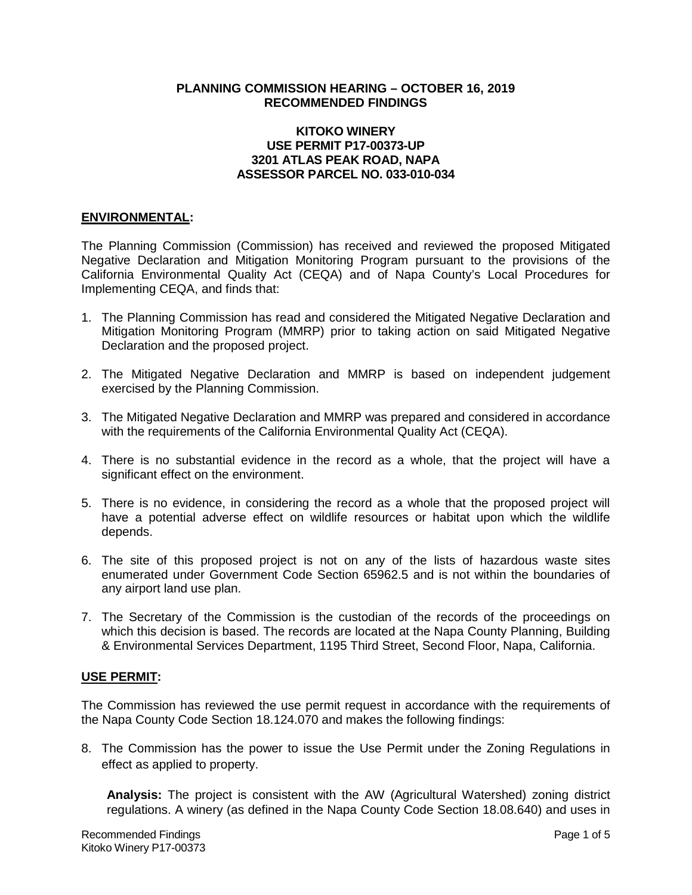**PLANNING COMMISSION HEARING – OCTOBER 16, 2019**
**RECOMMENDED FINDINGS**

**KITOKO WINERY**
**USE PERMIT P17-00373-UP**
**3201 ATLAS PEAK ROAD, NAPA**
**ASSESSOR PARCEL NO. 033-010-034**

## ENVIRONMENTAL:

The Planning Commission (Commission) has received and reviewed the proposed Mitigated Negative Declaration and Mitigation Monitoring Program pursuant to the provisions of the California Environmental Quality Act (CEQA) and of Napa County's Local Procedures for Implementing CEQA, and finds that:

1. The Planning Commission has read and considered the Mitigated Negative Declaration and Mitigation Monitoring Program (MMRP) prior to taking action on said Mitigated Negative Declaration and the proposed project.

2. The Mitigated Negative Declaration and MMRP is based on independent judgement exercised by the Planning Commission.

3. The Mitigated Negative Declaration and MMRP was prepared and considered in accordance with the requirements of the California Environmental Quality Act (CEQA).

4. There is no substantial evidence in the record as a whole, that the project will have a significant effect on the environment.

5. There is no evidence, in considering the record as a whole that the proposed project will have a potential adverse effect on wildlife resources or habitat upon which the wildlife depends.

6. The site of this proposed project is not on any of the lists of hazardous waste sites enumerated under Government Code Section 65962.5 and is not within the boundaries of any airport land use plan.

7. The Secretary of the Commission is the custodian of the records of the proceedings on which this decision is based. The records are located at the Napa County Planning, Building & Environmental Services Department, 1195 Third Street, Second Floor, Napa, California.

## USE PERMIT:

The Commission has reviewed the use permit request in accordance with the requirements of the Napa County Code Section 18.124.070 and makes the following findings:

8. The Commission has the power to issue the Use Permit under the Zoning Regulations in effect as applied to property.

   **Analysis:** The project is consistent with the AW (Agricultural Watershed) zoning district regulations. A winery (as defined in the Napa County Code Section 18.08.640) and uses in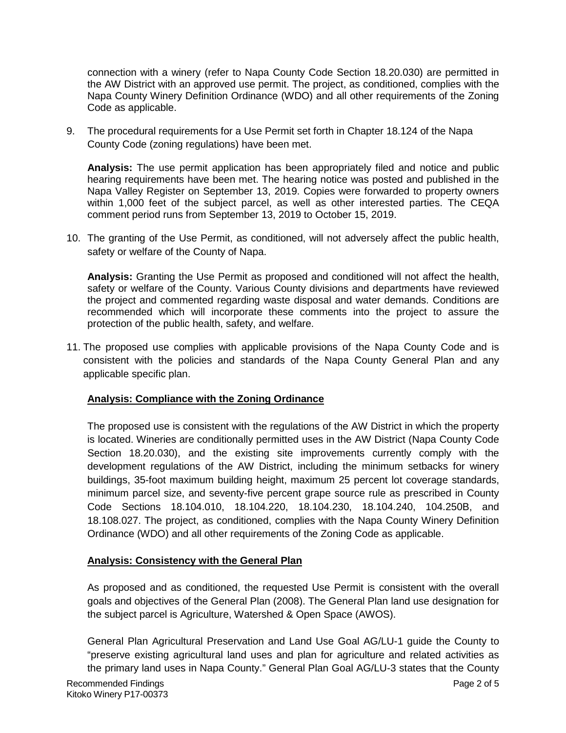connection with a winery (refer to Napa County Code Section 18.20.030) are permitted in the AW District with an approved use permit. The project, as conditioned, complies with the Napa County Winery Definition Ordinance (WDO) and all other requirements of the Zoning Code as applicable.

9. The procedural requirements for a Use Permit set forth in Chapter 18.124 of the Napa County Code (zoning regulations) have been met.

   **Analysis:** The use permit application has been appropriately filed and notice and public hearing requirements have been met. The hearing notice was posted and published in the Napa Valley Register on September 13, 2019. Copies were forwarded to property owners within 1,000 feet of the subject parcel, as well as other interested parties. The CEQA comment period runs from September 13, 2019 to October 15, 2019.

10. The granting of the Use Permit, as conditioned, will not adversely affect the public health, safety or welfare of the County of Napa.

    **Analysis:** Granting the Use Permit as proposed and conditioned will not affect the health, safety or welfare of the County. Various County divisions and departments have reviewed the project and commented regarding waste disposal and water demands. Conditions are recommended which will incorporate these comments into the project to assure the protection of the public health, safety, and welfare.

11. The proposed use complies with applicable provisions of the Napa County Code and is consistent with the policies and standards of the Napa County General Plan and any applicable specific plan.

    **<u>Analysis: Compliance with the Zoning Ordinance</u>**

    The proposed use is consistent with the regulations of the AW District in which the property is located. Wineries are conditionally permitted uses in the AW District (Napa County Code Section 18.20.030), and the existing site improvements currently comply with the development regulations of the AW District, including the minimum setbacks for winery buildings, 35-foot maximum building height, maximum 25 percent lot coverage standards, minimum parcel size, and seventy-five percent grape source rule as prescribed in County Code Sections 18.104.010, 18.104.220, 18.104.230, 18.104.240, 104.250B, and 18.108.027. The project, as conditioned, complies with the Napa County Winery Definition Ordinance (WDO) and all other requirements of the Zoning Code as applicable.

    **<u>Analysis: Consistency with the General Plan</u>**

    As proposed and as conditioned, the requested Use Permit is consistent with the overall goals and objectives of the General Plan (2008). The General Plan land use designation for the subject parcel is Agriculture, Watershed & Open Space (AWOS).

    General Plan Agricultural Preservation and Land Use Goal AG/LU-1 guide the County to "preserve existing agricultural land uses and plan for agriculture and related activities as the primary land uses in Napa County." General Plan Goal AG/LU-3 states that the County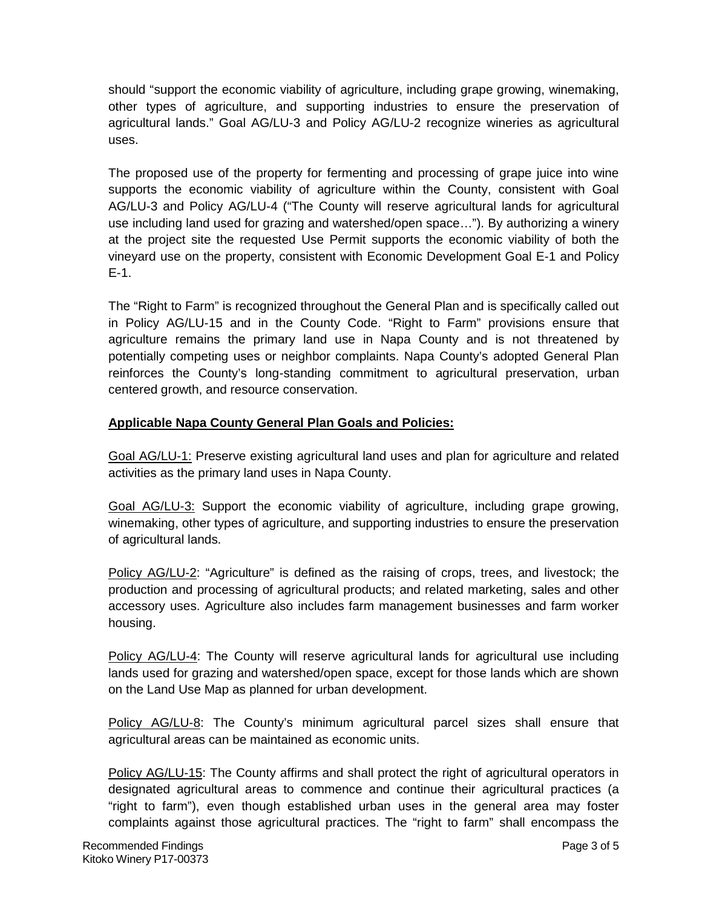should "support the economic viability of agriculture, including grape growing, winemaking, other types of agriculture, and supporting industries to ensure the preservation of agricultural lands." Goal AG/LU-3 and Policy AG/LU-2 recognize wineries as agricultural uses.

The proposed use of the property for fermenting and processing of grape juice into wine supports the economic viability of agriculture within the County, consistent with Goal AG/LU-3 and Policy AG/LU-4 ("The County will reserve agricultural lands for agricultural use including land used for grazing and watershed/open space…"). By authorizing a winery at the project site the requested Use Permit supports the economic viability of both the vineyard use on the property, consistent with Economic Development Goal E-1 and Policy E-1.

The "Right to Farm" is recognized throughout the General Plan and is specifically called out in Policy AG/LU-15 and in the County Code. "Right to Farm" provisions ensure that agriculture remains the primary land use in Napa County and is not threatened by potentially competing uses or neighbor complaints. Napa County's adopted General Plan reinforces the County's long-standing commitment to agricultural preservation, urban centered growth, and resource conservation.

**Applicable Napa County General Plan Goals and Policies:**

Goal AG/LU-1: Preserve existing agricultural land uses and plan for agriculture and related activities as the primary land uses in Napa County.

Goal AG/LU-3: Support the economic viability of agriculture, including grape growing, winemaking, other types of agriculture, and supporting industries to ensure the preservation of agricultural lands.

Policy AG/LU-2: "Agriculture" is defined as the raising of crops, trees, and livestock; the production and processing of agricultural products; and related marketing, sales and other accessory uses. Agriculture also includes farm management businesses and farm worker housing.

Policy AG/LU-4: The County will reserve agricultural lands for agricultural use including lands used for grazing and watershed/open space, except for those lands which are shown on the Land Use Map as planned for urban development.

Policy AG/LU-8: The County's minimum agricultural parcel sizes shall ensure that agricultural areas can be maintained as economic units.

Policy AG/LU-15: The County affirms and shall protect the right of agricultural operators in designated agricultural areas to commence and continue their agricultural practices (a "right to farm"), even though established urban uses in the general area may foster complaints against those agricultural practices. The "right to farm" shall encompass the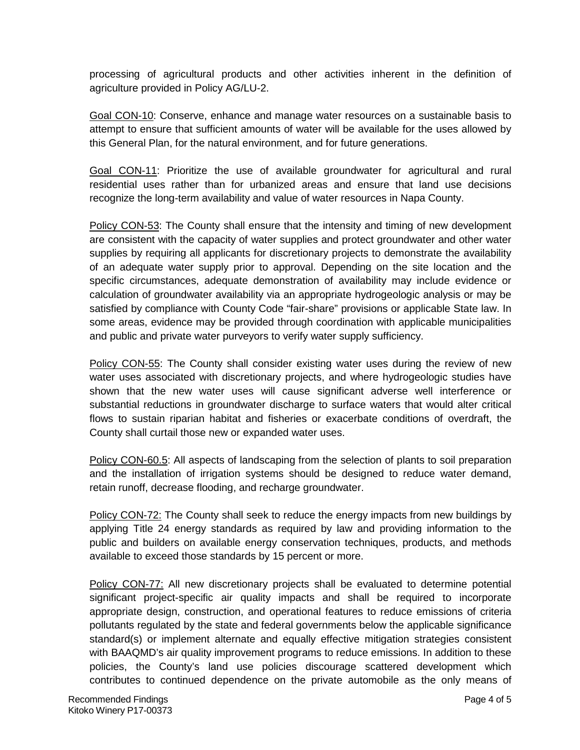processing of agricultural products and other activities inherent in the definition of agriculture provided in Policy AG/LU-2.

<u>Goal CON-10</u>: Conserve, enhance and manage water resources on a sustainable basis to attempt to ensure that sufficient amounts of water will be available for the uses allowed by this General Plan, for the natural environment, and for future generations.

<u>Goal CON-11</u>: Prioritize the use of available groundwater for agricultural and rural residential uses rather than for urbanized areas and ensure that land use decisions recognize the long-term availability and value of water resources in Napa County.

<u>Policy CON-53</u>: The County shall ensure that the intensity and timing of new development are consistent with the capacity of water supplies and protect groundwater and other water supplies by requiring all applicants for discretionary projects to demonstrate the availability of an adequate water supply prior to approval. Depending on the site location and the specific circumstances, adequate demonstration of availability may include evidence or calculation of groundwater availability via an appropriate hydrogeologic analysis or may be satisfied by compliance with County Code "fair-share" provisions or applicable State law. In some areas, evidence may be provided through coordination with applicable municipalities and public and private water purveyors to verify water supply sufficiency.

<u>Policy CON-55</u>: The County shall consider existing water uses during the review of new water uses associated with discretionary projects, and where hydrogeologic studies have shown that the new water uses will cause significant adverse well interference or substantial reductions in groundwater discharge to surface waters that would alter critical flows to sustain riparian habitat and fisheries or exacerbate conditions of overdraft, the County shall curtail those new or expanded water uses.

<u>Policy CON-60.5</u>: All aspects of landscaping from the selection of plants to soil preparation and the installation of irrigation systems should be designed to reduce water demand, retain runoff, decrease flooding, and recharge groundwater.

<u>Policy CON-72:</u> The County shall seek to reduce the energy impacts from new buildings by applying Title 24 energy standards as required by law and providing information to the public and builders on available energy conservation techniques, products, and methods available to exceed those standards by 15 percent or more.

<u>Policy CON-77:</u> All new discretionary projects shall be evaluated to determine potential significant project-specific air quality impacts and shall be required to incorporate appropriate design, construction, and operational features to reduce emissions of criteria pollutants regulated by the state and federal governments below the applicable significance standard(s) or implement alternate and equally effective mitigation strategies consistent with BAAQMD's air quality improvement programs to reduce emissions. In addition to these policies, the County's land use policies discourage scattered development which contributes to continued dependence on the private automobile as the only means of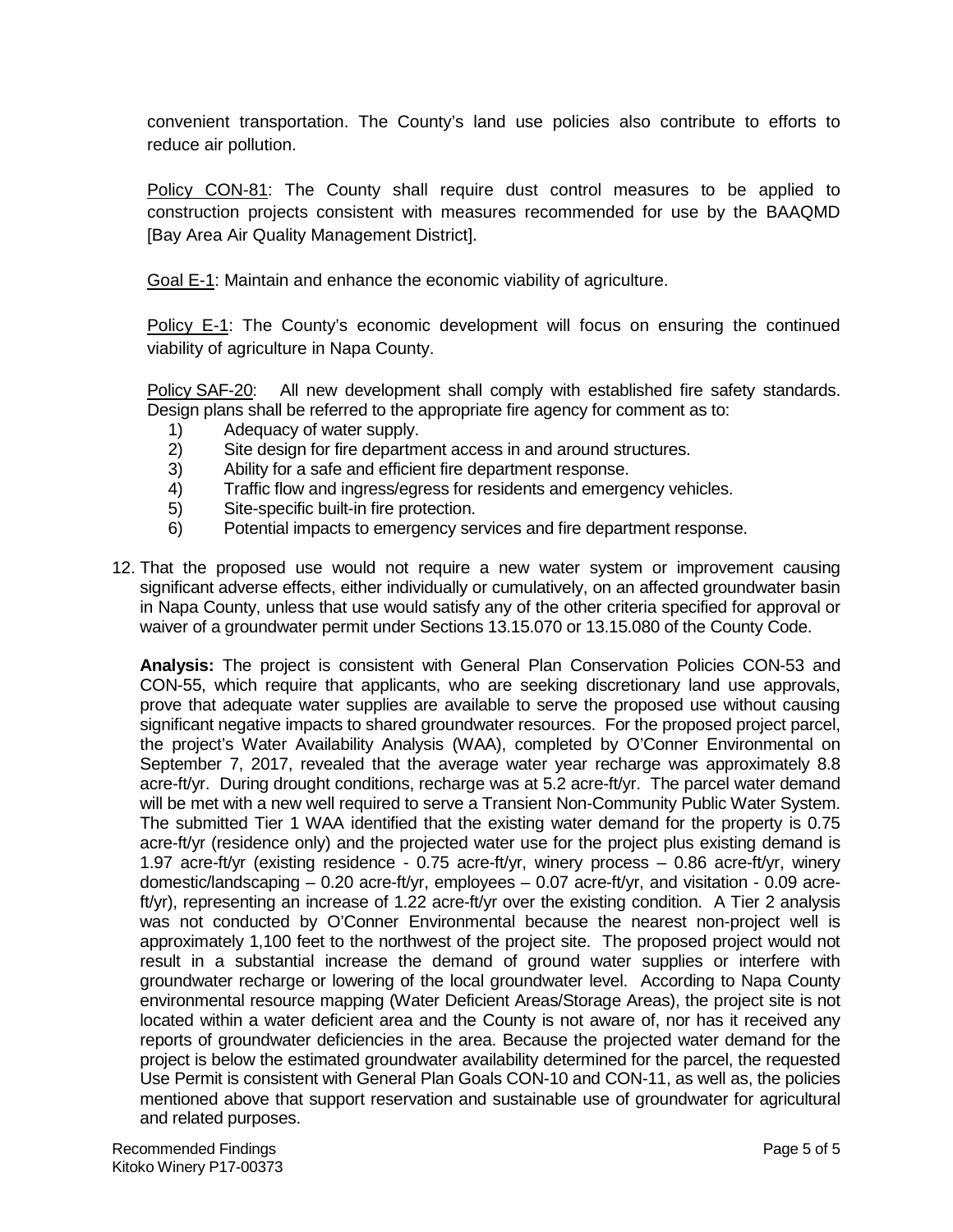convenient transportation. The County's land use policies also contribute to efforts to reduce air pollution.

Policy CON-81: The County shall require dust control measures to be applied to construction projects consistent with measures recommended for use by the BAAQMD [Bay Area Air Quality Management District].

Goal E-1: Maintain and enhance the economic viability of agriculture.

Policy E-1: The County's economic development will focus on ensuring the continued viability of agriculture in Napa County.

Policy SAF-20: All new development shall comply with established fire safety standards. Design plans shall be referred to the appropriate fire agency for comment as to:

1) Adequacy of water supply.
2) Site design for fire department access in and around structures.
3) Ability for a safe and efficient fire department response.
4) Traffic flow and ingress/egress for residents and emergency vehicles.
5) Site-specific built-in fire protection.
6) Potential impacts to emergency services and fire department response.

12. That the proposed use would not require a new water system or improvement causing significant adverse effects, either individually or cumulatively, on an affected groundwater basin in Napa County, unless that use would satisfy any of the other criteria specified for approval or waiver of a groundwater permit under Sections 13.15.070 or 13.15.080 of the County Code.

**Analysis:** The project is consistent with General Plan Conservation Policies CON-53 and CON-55, which require that applicants, who are seeking discretionary land use approvals, prove that adequate water supplies are available to serve the proposed use without causing significant negative impacts to shared groundwater resources. For the proposed project parcel, the project's Water Availability Analysis (WAA), completed by O'Conner Environmental on September 7, 2017, revealed that the average water year recharge was approximately 8.8 acre-ft/yr. During drought conditions, recharge was at 5.2 acre-ft/yr. The parcel water demand will be met with a new well required to serve a Transient Non-Community Public Water System. The submitted Tier 1 WAA identified that the existing water demand for the property is 0.75 acre-ft/yr (residence only) and the projected water use for the project plus existing demand is 1.97 acre-ft/yr (existing residence - 0.75 acre-ft/yr, winery process – 0.86 acre-ft/yr, winery domestic/landscaping – 0.20 acre-ft/yr, employees – 0.07 acre-ft/yr, and visitation - 0.09 acre-ft/yr), representing an increase of 1.22 acre-ft/yr over the existing condition. A Tier 2 analysis was not conducted by O'Conner Environmental because the nearest non-project well is approximately 1,100 feet to the northwest of the project site. The proposed project would not result in a substantial increase the demand of ground water supplies or interfere with groundwater recharge or lowering of the local groundwater level. According to Napa County environmental resource mapping (Water Deficient Areas/Storage Areas), the project site is not located within a water deficient area and the County is not aware of, nor has it received any reports of groundwater deficiencies in the area. Because the projected water demand for the project is below the estimated groundwater availability determined for the parcel, the requested Use Permit is consistent with General Plan Goals CON-10 and CON-11, as well as, the policies mentioned above that support reservation and sustainable use of groundwater for agricultural and related purposes.

Recommended Findings
Kitoko Winery P17-00373